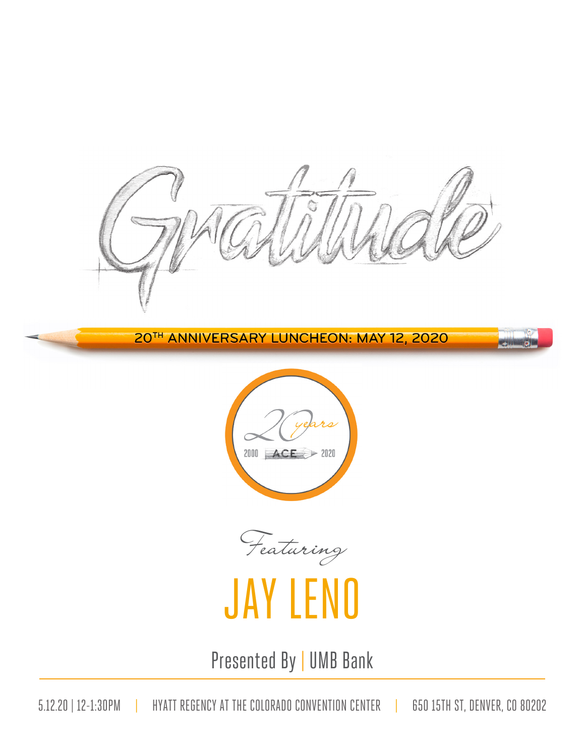# Gratitude

## 20[TH] ANNIVERSARY LUNCHEON: MAY 12, 2020

20 years

2000 ACE 2020

*Featuring*

# JAY LENO

Presented By | UMB Bank

5.12.20 | 12-1:30PM | HYATT REGENCY AT THE COLORADO CONVENTION CENTER | 650 15TH ST, DENVER, CO 80202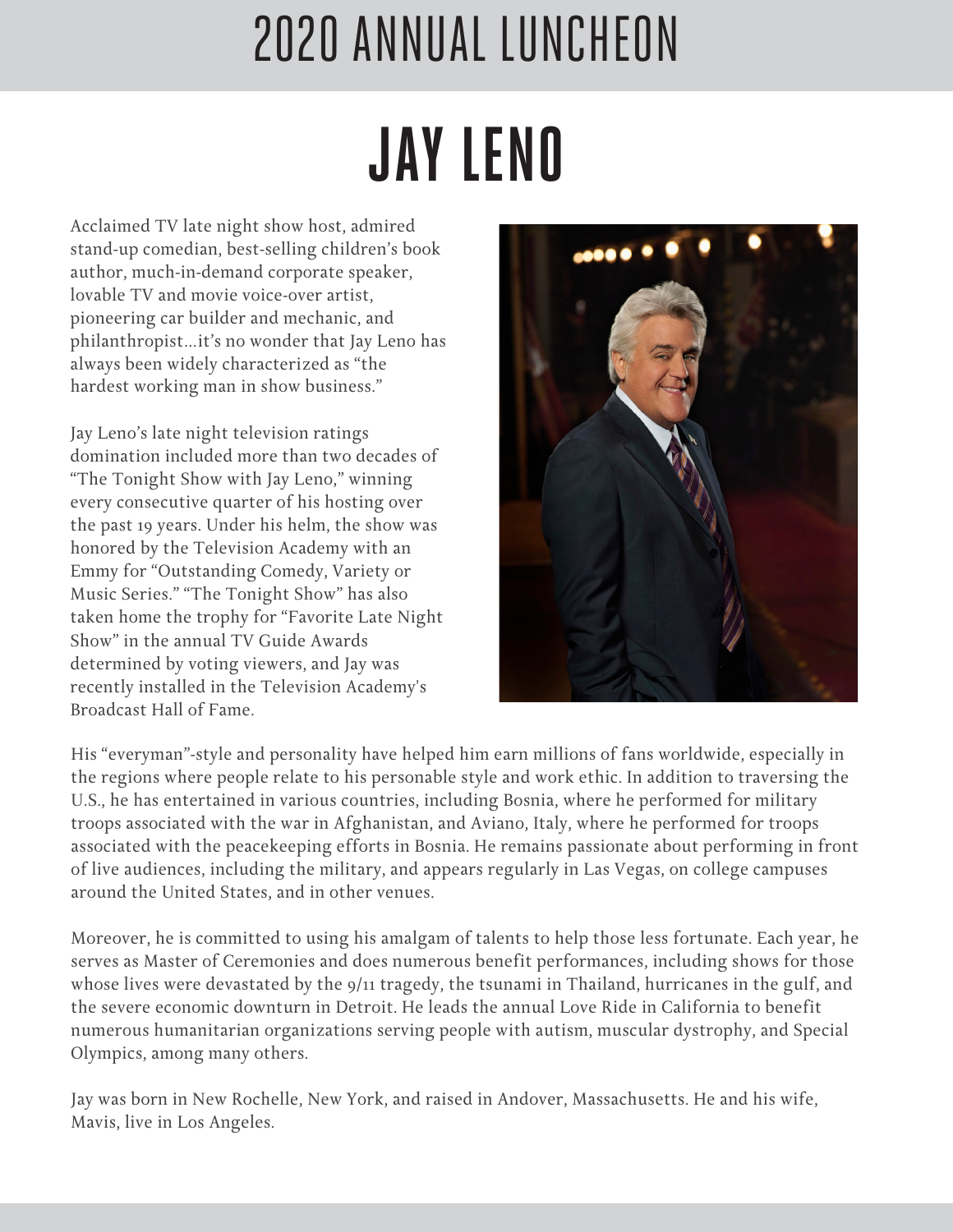# 2020 ANNUAL LUNCHEON

## JAY LENO

Acclaimed TV late night show host, admired stand-up comedian, best-selling children's book author, much-in-demand corporate speaker, lovable TV and movie voice-over artist, pioneering car builder and mechanic, and philanthropist…it's no wonder that Jay Leno has always been widely characterized as "the hardest working man in show business."

Jay Leno's late night television ratings domination included more than two decades of "The Tonight Show with Jay Leno," winning every consecutive quarter of his hosting over the past 19 years. Under his helm, the show was honored by the Television Academy with an Emmy for "Outstanding Comedy, Variety or Music Series." "The Tonight Show" has also taken home the trophy for "Favorite Late Night Show" in the annual TV Guide Awards determined by voting viewers, and Jay was recently installed in the Television Academy's Broadcast Hall of Fame.

His "everyman"-style and personality have helped him earn millions of fans worldwide, especially in the regions where people relate to his personable style and work ethic. In addition to traversing the U.S., he has entertained in various countries, including Bosnia, where he performed for military troops associated with the war in Afghanistan, and Aviano, Italy, where he performed for troops associated with the peacekeeping efforts in Bosnia. He remains passionate about performing in front of live audiences, including the military, and appears regularly in Las Vegas, on college campuses around the United States, and in other venues.

Moreover, he is committed to using his amalgam of talents to help those less fortunate. Each year, he serves as Master of Ceremonies and does numerous benefit performances, including shows for those whose lives were devastated by the 9/11 tragedy, the tsunami in Thailand, hurricanes in the gulf, and the severe economic downturn in Detroit. He leads the annual Love Ride in California to benefit numerous humanitarian organizations serving people with autism, muscular dystrophy, and Special Olympics, among many others.

Jay was born in New Rochelle, New York, and raised in Andover, Massachusetts. He and his wife, Mavis, live in Los Angeles.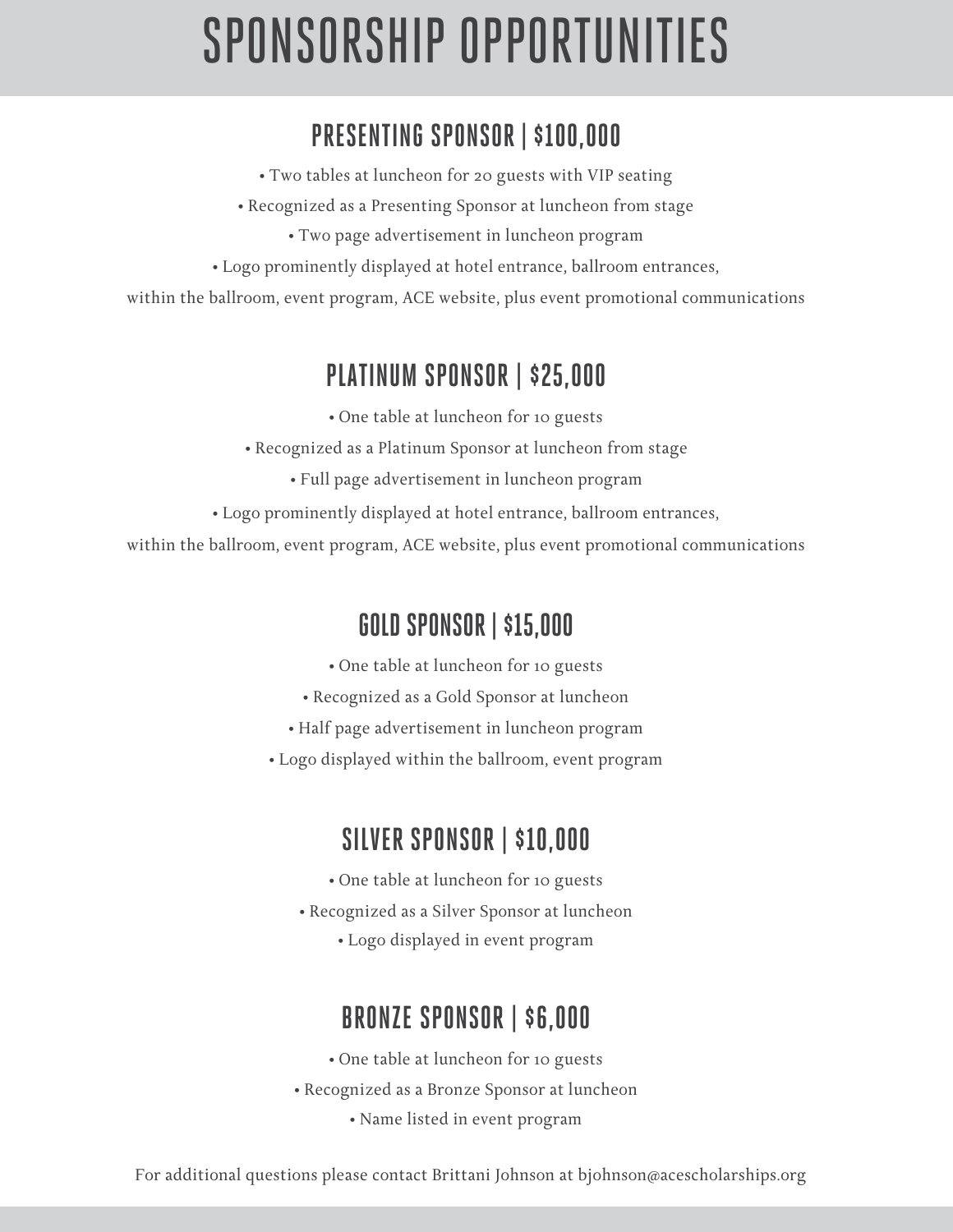# SPONSORSHIP OPPORTUNITIES

## PRESENTING SPONSOR | $100,000

- Two tables at luncheon for 20 guests with VIP seating
- Recognized as a Presenting Sponsor at luncheon from stage
- Two page advertisement in luncheon program
- Logo prominently displayed at hotel entrance, ballroom entrances, within the ballroom, event program, ACE website, plus event promotional communications

## PLATINUM SPONSOR | $25,000

- One table at luncheon for 10 guests
- Recognized as a Platinum Sponsor at luncheon from stage
- Full page advertisement in luncheon program
- Logo prominently displayed at hotel entrance, ballroom entrances, within the ballroom, event program, ACE website, plus event promotional communications

## GOLD SPONSOR | $15,000

- One table at luncheon for 10 guests
- Recognized as a Gold Sponsor at luncheon
- Half page advertisement in luncheon program
- Logo displayed within the ballroom, event program

## SILVER SPONSOR | $10,000

- One table at luncheon for 10 guests
- Recognized as a Silver Sponsor at luncheon
- Logo displayed in event program

## BRONZE SPONSOR | $6,000

- One table at luncheon for 10 guests
- Recognized as a Bronze Sponsor at luncheon
- Name listed in event program

For additional questions please contact Brittani Johnson at bjohnson@acescholarships.org